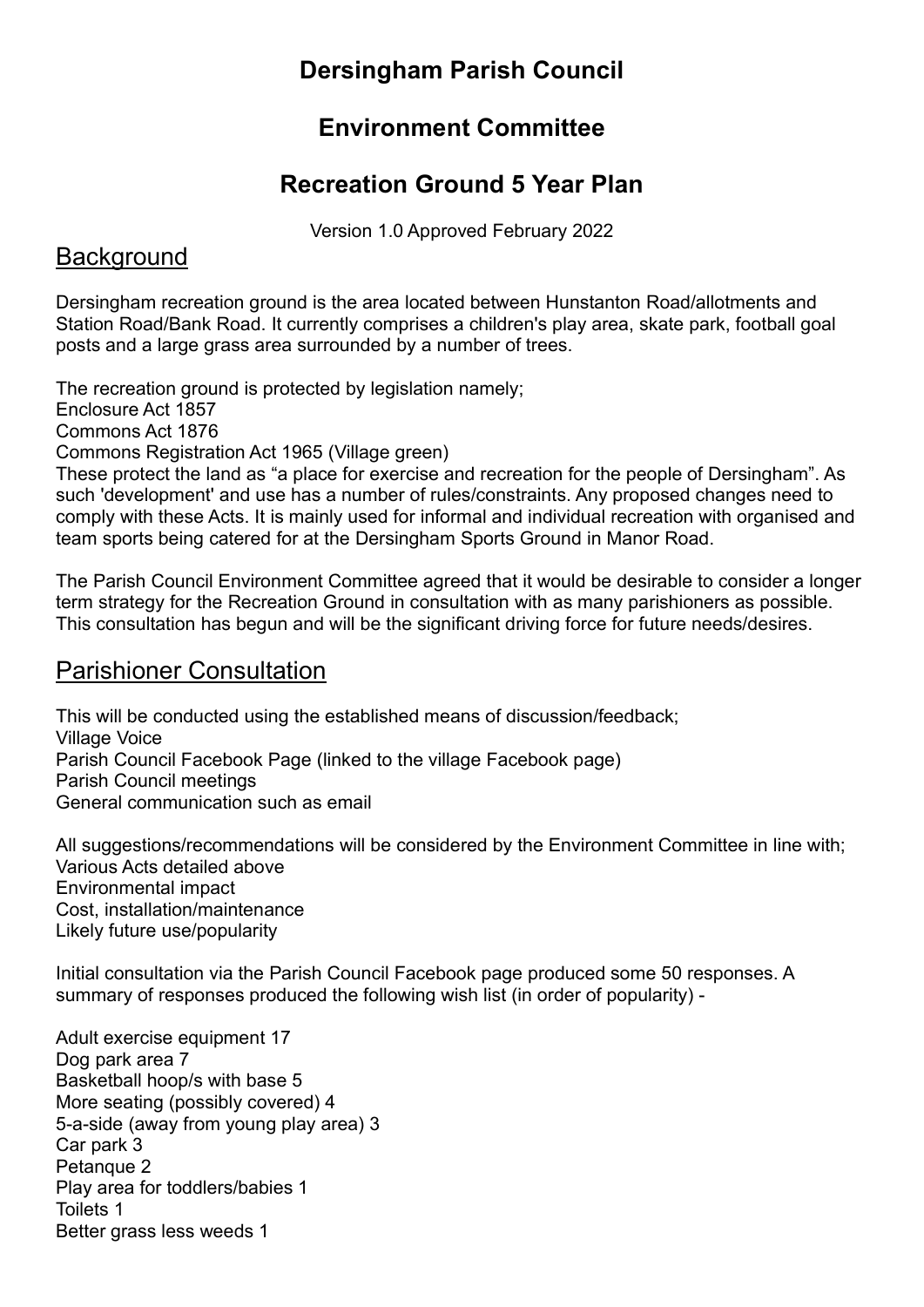# Dersingham Parish Council

## Environment Committee

## Recreation Ground 5 Year Plan

Version 1.0 Approved February 2022

## Background

Dersingham recreation ground is the area located between Hunstanton Road/allotments and Station Road/Bank Road. It currently comprises a children's play area, skate park, football goal posts and a large grass area surrounded by a number of trees.

The recreation ground is protected by legislation namely;
Enclosure Act 1857
Commons Act 1876
Commons Registration Act 1965 (Village green)
These protect the land as "a place for exercise and recreation for the people of Dersingham". As such 'development' and use has a number of rules/constraints. Any proposed changes need to comply with these Acts. It is mainly used for informal and individual recreation with organised and team sports being catered for at the Dersingham Sports Ground in Manor Road.

The Parish Council Environment Committee agreed that it would be desirable to consider a longer term strategy for the Recreation Ground in consultation with as many parishioners as possible. This consultation has begun and will be the significant driving force for future needs/desires.

## Parishioner Consultation

This will be conducted using the established means of discussion/feedback;
Village Voice
Parish Council Facebook Page (linked to the village Facebook page)
Parish Council meetings
General communication such as email

All suggestions/recommendations will be considered by the Environment Committee in line with;
Various Acts detailed above
Environmental impact
Cost, installation/maintenance
Likely future use/popularity

Initial consultation via the Parish Council Facebook page produced some 50 responses. A summary of responses produced the following wish list (in order of popularity) -

Adult exercise equipment 17
Dog park area 7
Basketball hoop/s with base 5
More seating (possibly covered) 4
5-a-side (away from young play area) 3
Car park 3
Petanque 2
Play area for toddlers/babies 1
Toilets 1
Better grass less weeds 1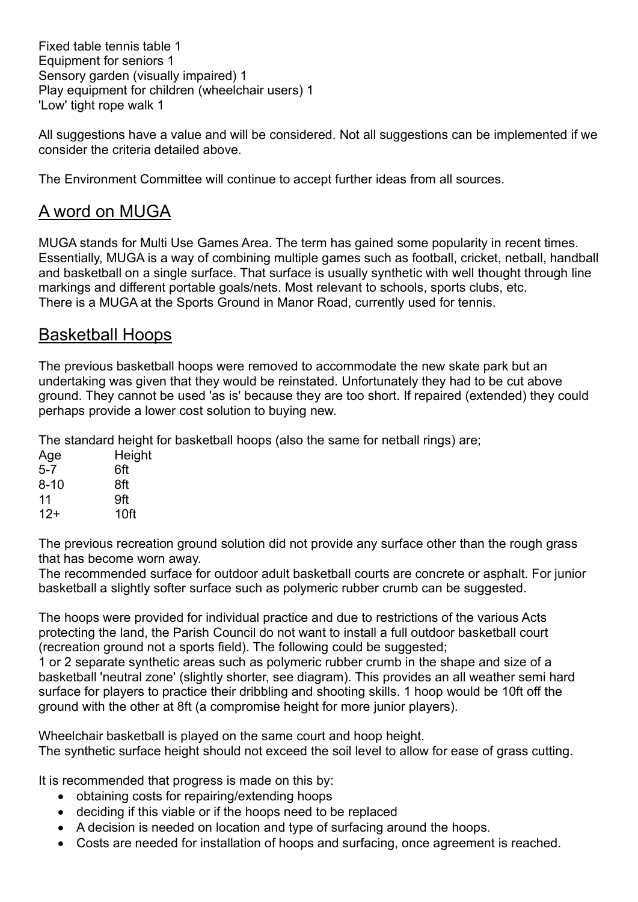Fixed table tennis table 1
Equipment for seniors 1
Sensory garden (visually impaired) 1
Play equipment for children (wheelchair users) 1
'Low' tight rope walk 1

All suggestions have a value and will be considered. Not all suggestions can be implemented if we consider the criteria detailed above.

The Environment Committee will continue to accept further ideas from all sources.

## A word on MUGA

MUGA stands for Multi Use Games Area. The term has gained some popularity in recent times. Essentially, MUGA is a way of combining multiple games such as football, cricket, netball, handball and basketball on a single surface. That surface is usually synthetic with well thought through line markings and different portable goals/nets. Most relevant to schools, sports clubs, etc.
There is a MUGA at the Sports Ground in Manor Road, currently used for tennis.

## Basketball Hoops

The previous basketball hoops were removed to accommodate the new skate park but an undertaking was given that they would be reinstated. Unfortunately they had to be cut above ground. They cannot be used 'as is' because they are too short. If repaired (extended) they could perhaps provide a lower cost solution to buying new.

The standard height for basketball hoops (also the same for netball rings) are;

| Age | Height |
|---|---|
| 5-7 | 6ft |
| 8-10 | 8ft |
| 11 | 9ft |
| 12+ | 10ft |

The previous recreation ground solution did not provide any surface other than the rough grass that has become worn away.
The recommended surface for outdoor adult basketball courts are concrete or asphalt. For junior basketball a slightly softer surface such as polymeric rubber crumb can be suggested.

The hoops were provided for individual practice and due to restrictions of the various Acts protecting the land, the Parish Council do not want to install a full outdoor basketball court (recreation ground not a sports field). The following could be suggested;
1 or 2 separate synthetic areas such as polymeric rubber crumb in the shape and size of a basketball 'neutral zone' (slightly shorter, see diagram). This provides an all weather semi hard surface for players to practice their dribbling and shooting skills. 1 hoop would be 10ft off the ground with the other at 8ft (a compromise height for more junior players).

Wheelchair basketball is played on the same court and hoop height.
The synthetic surface height should not exceed the soil level to allow for ease of grass cutting.

It is recommended that progress is made on this by:

- obtaining costs for repairing/extending hoops
- deciding if this viable or if the hoops need to be replaced
- A decision is needed on location and type of surfacing around the hoops.
- Costs are needed for installation of hoops and surfacing, once agreement is reached.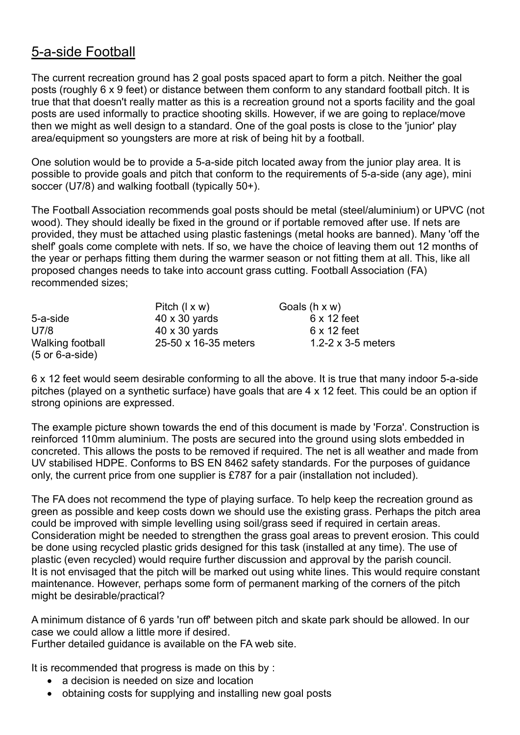## 5-a-side Football

The current recreation ground has 2 goal posts spaced apart to form a pitch. Neither the goal posts (roughly 6 x 9 feet) or distance between them conform to any standard football pitch. It is true that that doesn't really matter as this is a recreation ground not a sports facility and the goal posts are used informally to practice shooting skills. However, if we are going to replace/move then we might as well design to a standard. One of the goal posts is close to the 'junior' play area/equipment so youngsters are more at risk of being hit by a football.

One solution would be to provide a 5-a-side pitch located away from the junior play area. It is possible to provide goals and pitch that conform to the requirements of 5-a-side (any age), mini soccer (U7/8) and walking football (typically 50+).

The Football Association recommends goal posts should be metal (steel/aluminium) or UPVC (not wood). They should ideally be fixed in the ground or if portable removed after use. If nets are provided, they must be attached using plastic fastenings (metal hooks are banned). Many 'off the shelf' goals come complete with nets. If so, we have the choice of leaving them out 12 months of the year or perhaps fitting them during the warmer season or not fitting them at all. This, like all proposed changes needs to take into account grass cutting. Football Association (FA) recommended sizes;

| | Pitch (l x w) | Goals (h x w) |
|---|---|---|
| 5-a-side | 40 x 30 yards | 6 x 12 feet |
| U7/8 | 40 x 30 yards | 6 x 12 feet |
| Walking football (5 or 6-a-side) | 25-50 x 16-35 meters | 1.2-2 x 3-5 meters |

6 x 12 feet would seem desirable conforming to all the above. It is true that many indoor 5-a-side pitches (played on a synthetic surface) have goals that are 4 x 12 feet. This could be an option if strong opinions are expressed.

The example picture shown towards the end of this document is made by 'Forza'. Construction is reinforced 110mm aluminium. The posts are secured into the ground using slots embedded in concreted. This allows the posts to be removed if required. The net is all weather and made from UV stabilised HDPE. Conforms to BS EN 8462 safety standards. For the purposes of guidance only, the current price from one supplier is £787 for a pair (installation not included).

The FA does not recommend the type of playing surface. To help keep the recreation ground as green as possible and keep costs down we should use the existing grass. Perhaps the pitch area could be improved with simple levelling using soil/grass seed if required in certain areas. Consideration might be needed to strengthen the grass goal areas to prevent erosion. This could be done using recycled plastic grids designed for this task (installed at any time). The use of plastic (even recycled) would require further discussion and approval by the parish council.
It is not envisaged that the pitch will be marked out using white lines. This would require constant maintenance. However, perhaps some form of permanent marking of the corners of the pitch might be desirable/practical?

A minimum distance of 6 yards 'run off' between pitch and skate park should be allowed. In our case we could allow a little more if desired.
Further detailed guidance is available on the FA web site.

It is recommended that progress is made on this by :

- a decision is needed on size and location
- obtaining costs for supplying and installing new goal posts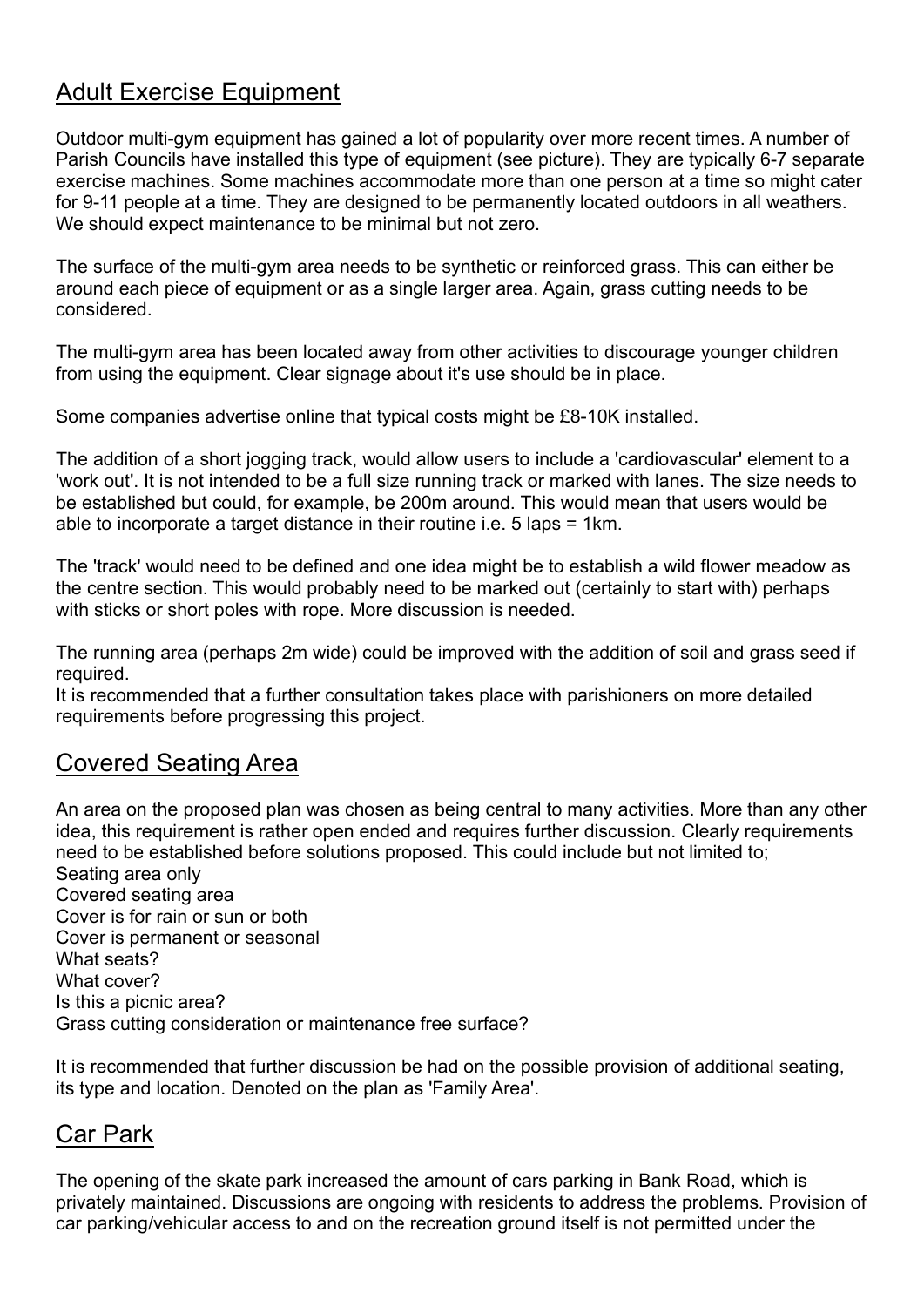## Adult Exercise Equipment

Outdoor multi-gym equipment has gained a lot of popularity over more recent times. A number of Parish Councils have installed this type of equipment (see picture). They are typically 6-7 separate exercise machines. Some machines accommodate more than one person at a time so might cater for 9-11 people at a time. They are designed to be permanently located outdoors in all weathers. We should expect maintenance to be minimal but not zero.

The surface of the multi-gym area needs to be synthetic or reinforced grass. This can either be around each piece of equipment or as a single larger area. Again, grass cutting needs to be considered.

The multi-gym area has been located away from other activities to discourage younger children from using the equipment. Clear signage about it's use should be in place.

Some companies advertise online that typical costs might be £8-10K installed.

The addition of a short jogging track, would allow users to include a 'cardiovascular' element to a 'work out'. It is not intended to be a full size running track or marked with lanes. The size needs to be established but could, for example, be 200m around. This would mean that users would be able to incorporate a target distance in their routine i.e. 5 laps = 1km.

The 'track' would need to be defined and one idea might be to establish a wild flower meadow as the centre section. This would probably need to be marked out (certainly to start with) perhaps with sticks or short poles with rope. More discussion is needed.

The running area (perhaps 2m wide) could be improved with the addition of soil and grass seed if required.
It is recommended that a further consultation takes place with parishioners on more detailed requirements before progressing this project.

## Covered Seating Area

An area on the proposed plan was chosen as being central to many activities. More than any other idea, this requirement is rather open ended and requires further discussion. Clearly requirements need to be established before solutions proposed. This could include but not limited to;
Seating area only
Covered seating area
Cover is for rain or sun or both
Cover is permanent or seasonal
What seats?
What cover?
Is this a picnic area?
Grass cutting consideration or maintenance free surface?

It is recommended that further discussion be had on the possible provision of additional seating, its type and location. Denoted on the plan as 'Family Area'.

## Car Park

The opening of the skate park increased the amount of cars parking in Bank Road, which is privately maintained. Discussions are ongoing with residents to address the problems. Provision of car parking/vehicular access to and on the recreation ground itself is not permitted under the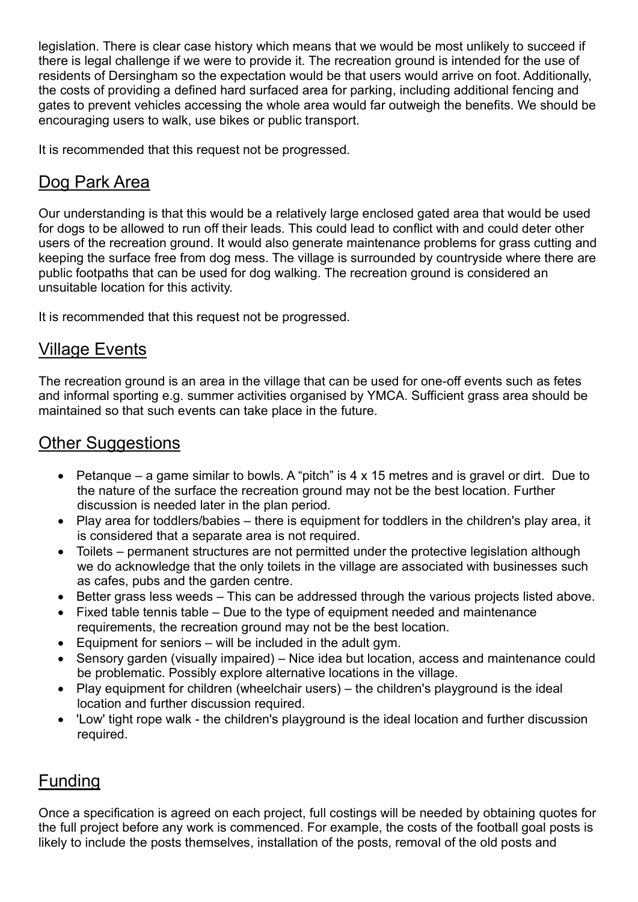legislation. There is clear case history which means that we would be most unlikely to succeed if there is legal challenge if we were to provide it. The recreation ground is intended for the use of residents of Dersingham so the expectation would be that users would arrive on foot. Additionally, the costs of providing a defined hard surfaced area for parking, including additional fencing and gates to prevent vehicles accessing the whole area would far outweigh the benefits. We should be encouraging users to walk, use bikes or public transport.

It is recommended that this request not be progressed.

## Dog Park Area

Our understanding is that this would be a relatively large enclosed gated area that would be used for dogs to be allowed to run off their leads. This could lead to conflict with and could deter other users of the recreation ground. It would also generate maintenance problems for grass cutting and keeping the surface free from dog mess. The village is surrounded by countryside where there are public footpaths that can be used for dog walking. The recreation ground is considered an unsuitable location for this activity.

It is recommended that this request not be progressed.

## Village Events

The recreation ground is an area in the village that can be used for one-off events such as fetes and informal sporting e.g. summer activities organised by YMCA. Sufficient grass area should be maintained so that such events can take place in the future.

## Other Suggestions

- Petanque – a game similar to bowls. A "pitch" is 4 x 15 metres and is gravel or dirt. Due to the nature of the surface the recreation ground may not be the best location. Further discussion is needed later in the plan period.
- Play area for toddlers/babies – there is equipment for toddlers in the children's play area, it is considered that a separate area is not required.
- Toilets – permanent structures are not permitted under the protective legislation although we do acknowledge that the only toilets in the village are associated with businesses such as cafes, pubs and the garden centre.
- Better grass less weeds – This can be addressed through the various projects listed above.
- Fixed table tennis table – Due to the type of equipment needed and maintenance requirements, the recreation ground may not be the best location.
- Equipment for seniors – will be included in the adult gym.
- Sensory garden (visually impaired) – Nice idea but location, access and maintenance could be problematic. Possibly explore alternative locations in the village.
- Play equipment for children (wheelchair users) – the children's playground is the ideal location and further discussion required.
- 'Low' tight rope walk - the children's playground is the ideal location and further discussion required.

## Funding

Once a specification is agreed on each project, full costings will be needed by obtaining quotes for the full project before any work is commenced. For example, the costs of the football goal posts is likely to include the posts themselves, installation of the posts, removal of the old posts and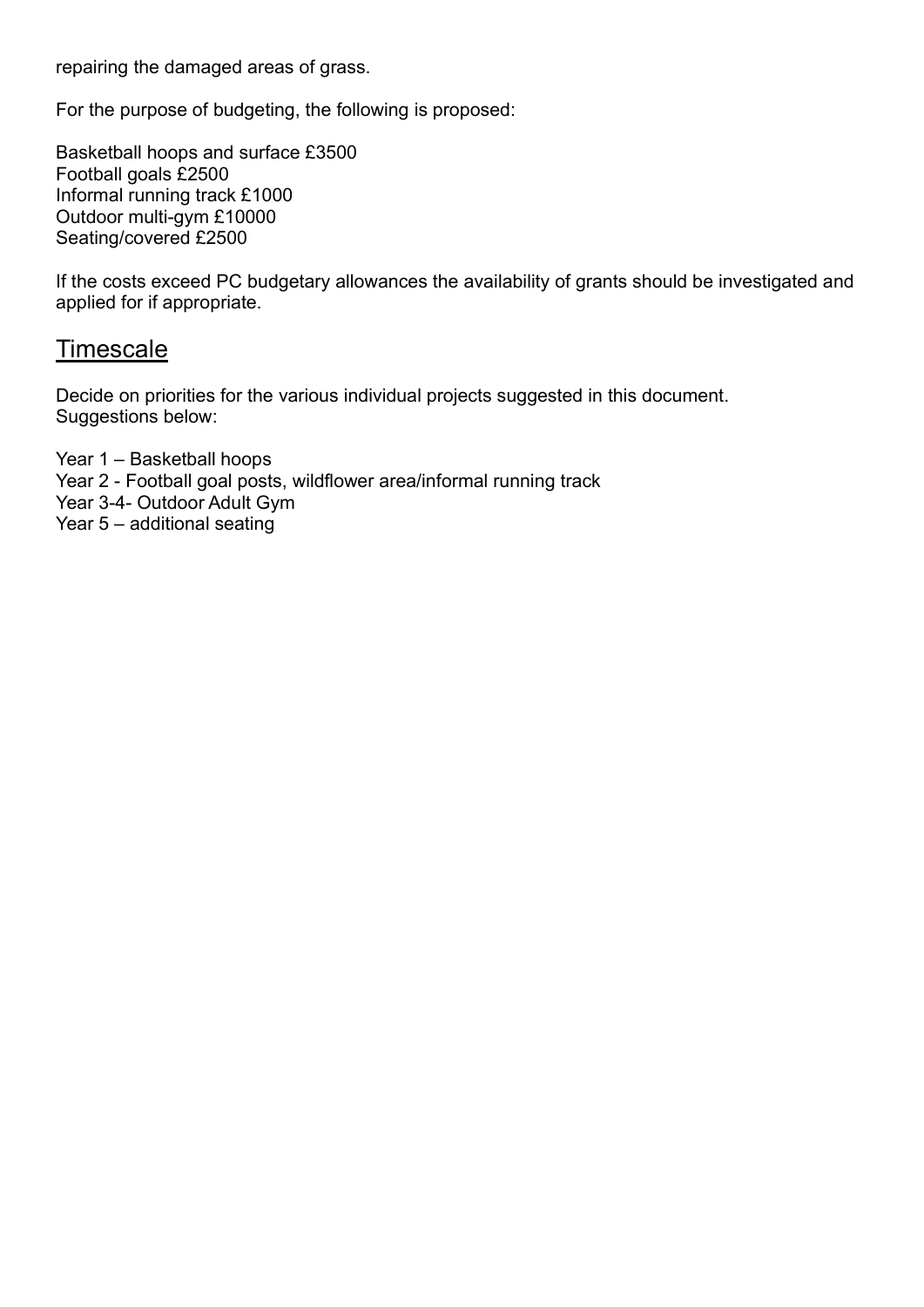repairing the damaged areas of grass.

For the purpose of budgeting, the following is proposed:

Basketball hoops and surface £3500
Football goals £2500
Informal running track £1000
Outdoor multi-gym £10000
Seating/covered £2500

If the costs exceed PC budgetary allowances the availability of grants should be investigated and applied for if appropriate.

## Timescale

Decide on priorities for the various individual projects suggested in this document.
Suggestions below:

Year 1 – Basketball hoops
Year 2 - Football goal posts, wildflower area/informal running track
Year 3-4- Outdoor Adult Gym
Year 5 – additional seating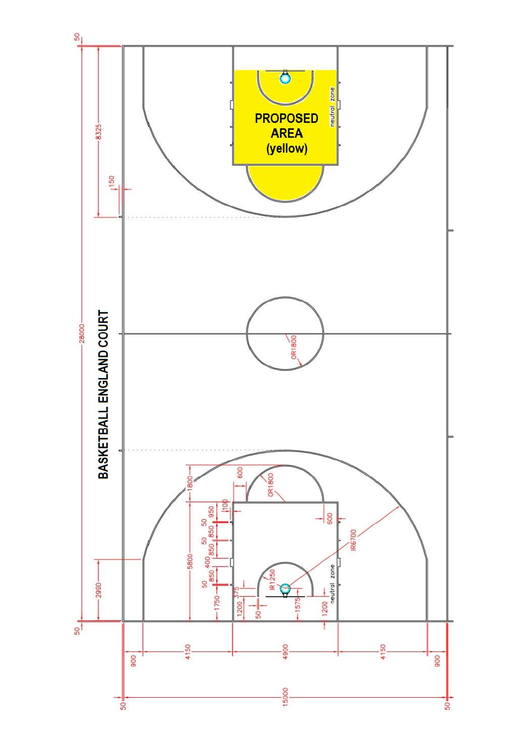BASKETBALL ENGLAND COURT

PROPOSED AREA (yellow)

neutral zone

28000

8325

150

50

OR1800

1800

600

5800

950

50

100

850

50

850

400

850

50

1750

375

IR1250

IR6700

1200

50

1575

1200

2990

900

4150

4900

4150

900

15000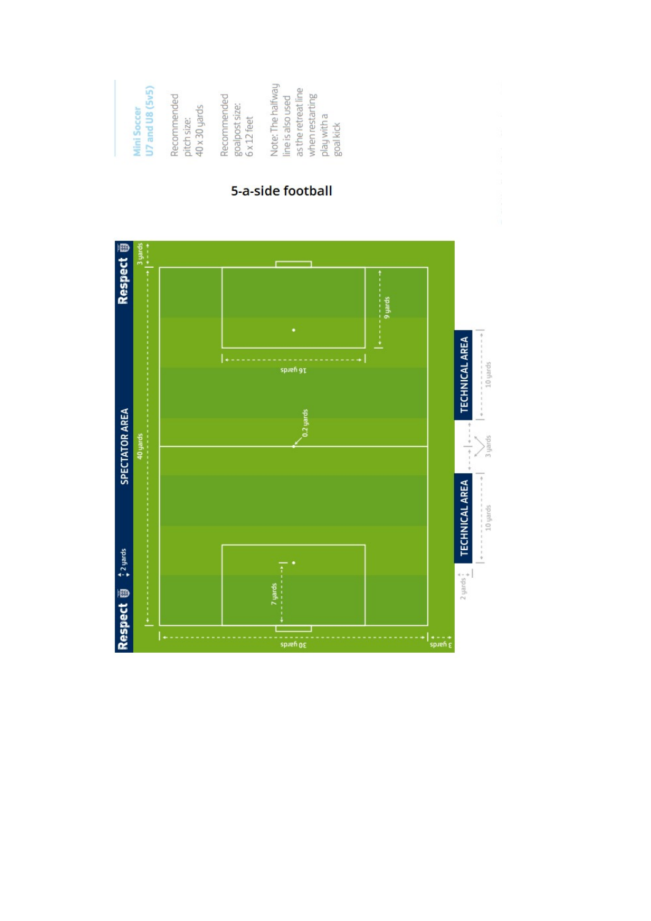Mini Soccer
U7 and U8 (5v5)

Recommended pitch size: 40 x 30 yards

Recommended goalpost size: 6 x 12 feet

Note: The halfway line is also used as the retreat line when restarting play with a goal kick

## 5-a-side football

Respect

SPECTATOR AREA

Respect

3 yards

40 yards

2 yards

9 yards

16 yards

0.2 yards

7 yards

30 yards

3 yards

TECHNICAL AREA

10 yards

3 yards

TECHNICAL AREA

10 yards

2 yards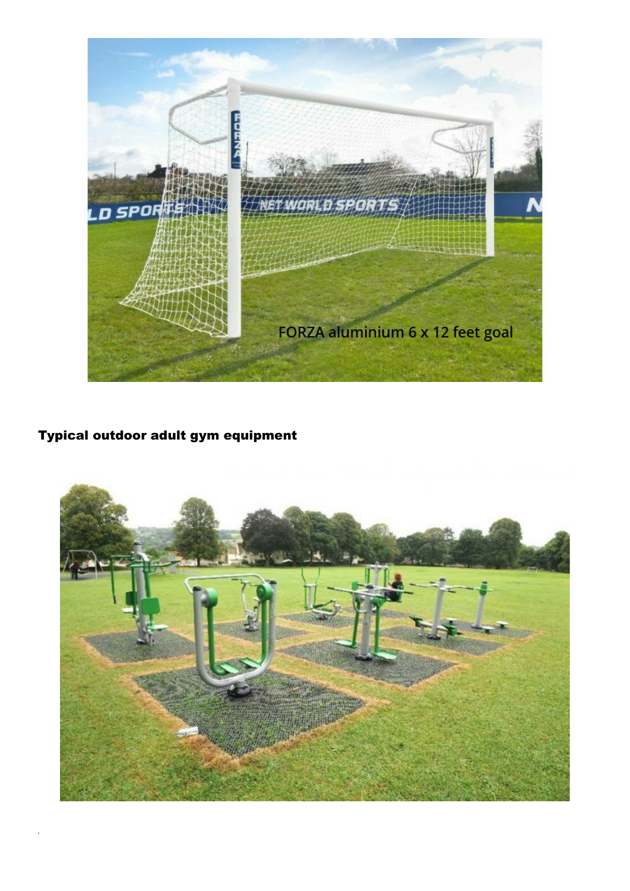FORZA aluminium 6 x 12 feet goal

**Typical outdoor adult gym equipment**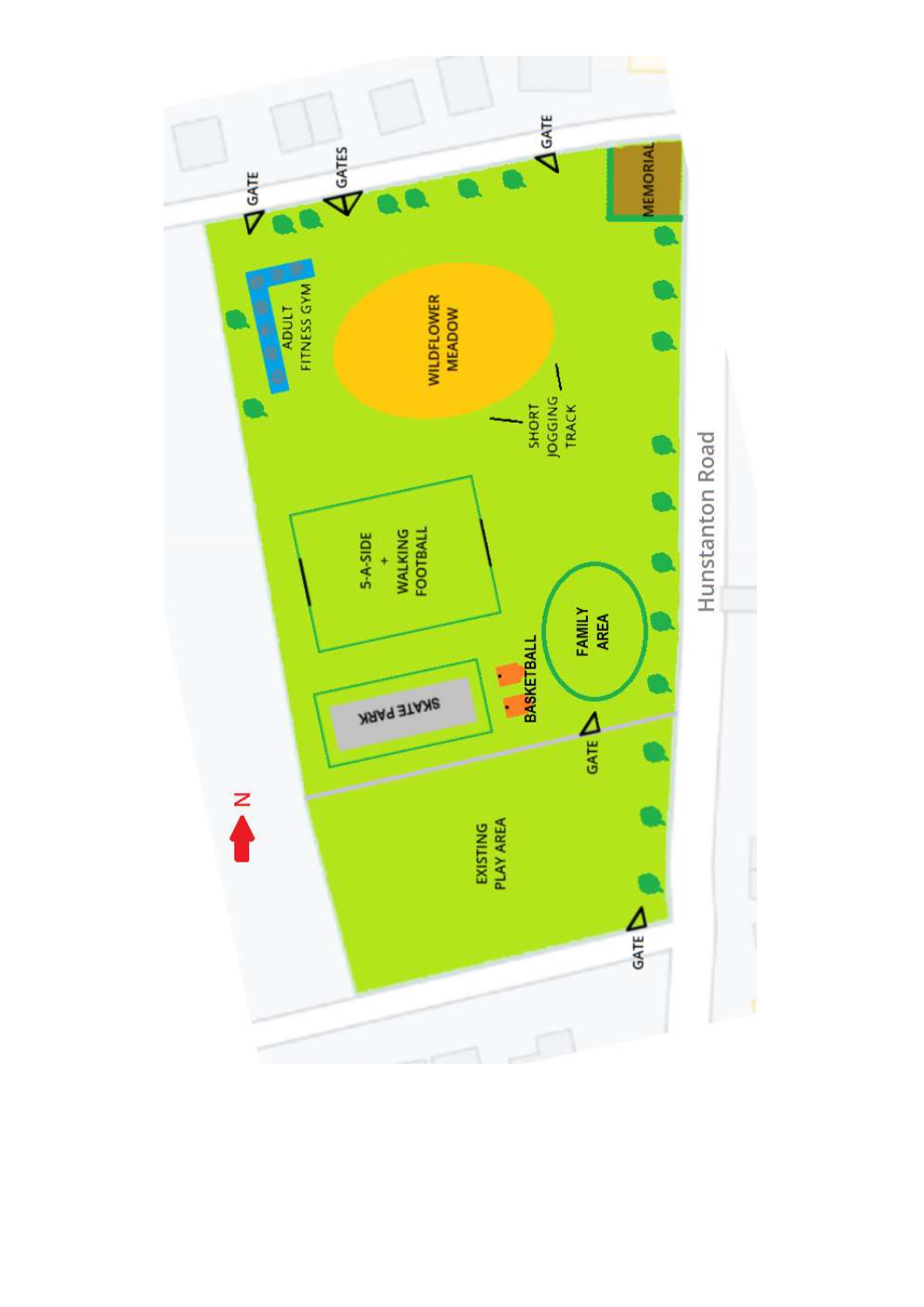GATE

GATES

GATE

MEMORIAL

ADULT FITNESS GYM

WILDFLOWER MEADOW

SHORT JOGGING TRACK

5-A-SIDE + WALKING FOOTBALL

FAMILY AREA

BASKETBALL

SKATE PARK

GATE

EXISTING PLAY AREA

GATE

N

Hunstanton Road